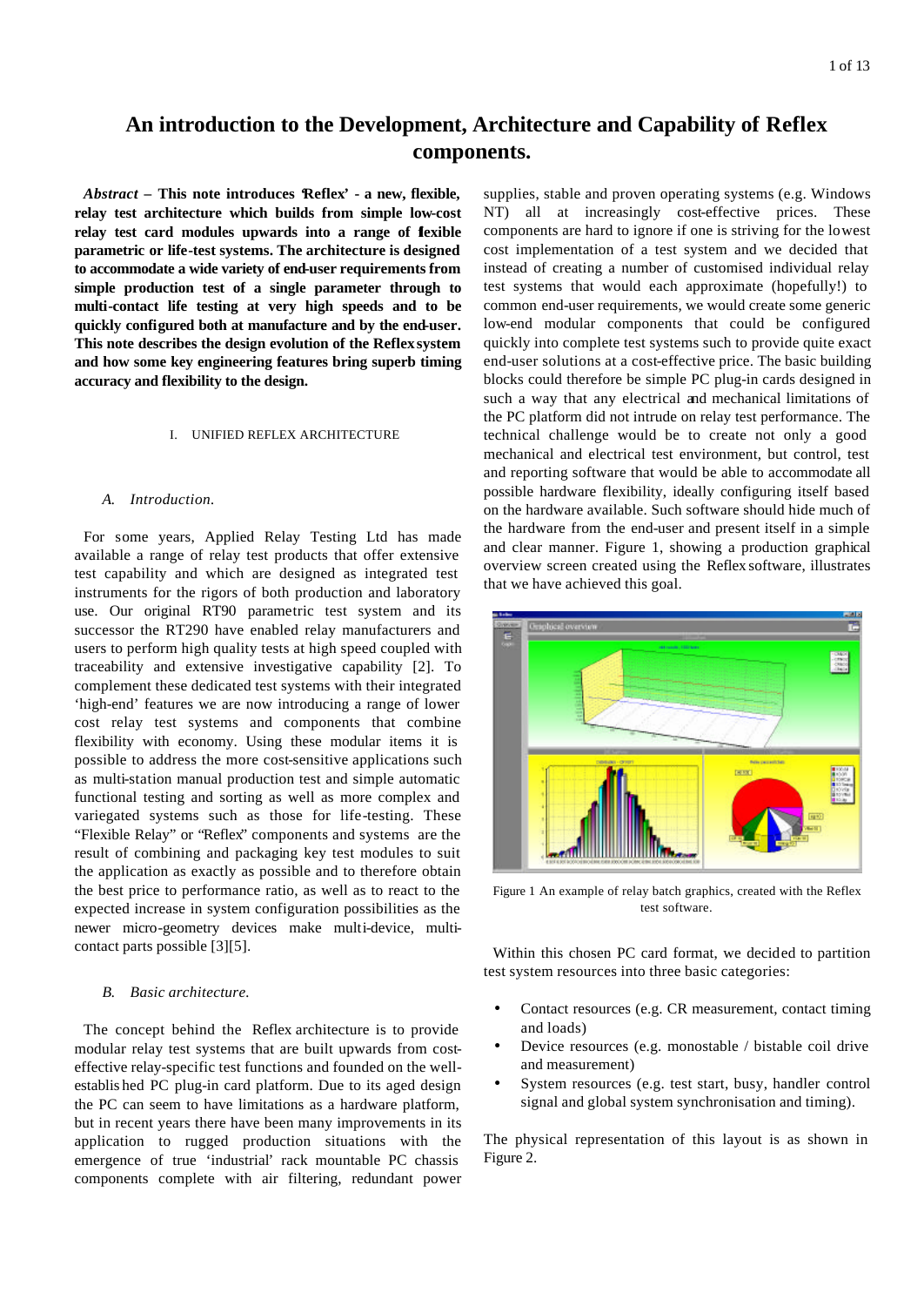# An introduction to the Development, Architecture and Capability of Reflex components.

***Abstract*** **– This note introduces 'Reflex' - a new, flexible, relay test architecture which builds from simple low-cost relay test card modules upwards into a range of flexible parametric or life-test systems. The architecture is designed to accommodate a wide variety of end-user requirements from simple production test of a single parameter through to multi-contact life testing at very high speeds and to be quickly configured both at manufacture and by the end-user. This note describes the design evolution of the Reflex system and how some key engineering features bring superb timing accuracy and flexibility to the design.**

## I. UNIFIED REFLEX ARCHITECTURE

### *A. Introduction.*

For some years, Applied Relay Testing Ltd has made available a range of relay test products that offer extensive test capability and which are designed as integrated test instruments for the rigors of both production and laboratory use. Our original RT90 parametric test system and its successor the RT290 have enabled relay manufacturers and users to perform high quality tests at high speed coupled with traceability and extensive investigative capability [2]. To complement these dedicated test systems with their integrated 'high-end' features we are now introducing a range of lower cost relay test systems and components that combine flexibility with economy. Using these modular items it is possible to address the more cost-sensitive applications such as multi-station manual production test and simple automatic functional testing and sorting as well as more complex and variegated systems such as those for life-testing. These "Flexible Relay" or "Reflex" components and systems are the result of combining and packaging key test modules to suit the application as exactly as possible and to therefore obtain the best price to performance ratio, as well as to react to the expected increase in system configuration possibilities as the newer micro-geometry devices make multi-device, multi-contact parts possible [3][5].

### *B. Basic architecture.*

The concept behind the Reflex architecture is to provide modular relay test systems that are built upwards from cost-effective relay-specific test functions and founded on the well-established PC plug-in card platform. Due to its aged design the PC can seem to have limitations as a hardware platform, but in recent years there have been many improvements in its application to rugged production situations with the emergence of true 'industrial' rack mountable PC chassis components complete with air filtering, redundant power supplies, stable and proven operating systems (e.g. Windows NT) all at increasingly cost-effective prices. These components are hard to ignore if one is striving for the lowest cost implementation of a test system and we decided that instead of creating a number of customised individual relay test systems that would each approximate (hopefully!) to common end-user requirements, we would create some generic low-end modular components that could be configured quickly into complete test systems such to provide quite exact end-user solutions at a cost-effective price. The basic building blocks could therefore be simple PC plug-in cards designed in such a way that any electrical and mechanical limitations of the PC platform did not intrude on relay test performance. The technical challenge would be to create not only a good mechanical and electrical test environment, but control, test and reporting software that would be able to accommodate all possible hardware flexibility, ideally configuring itself based on the hardware available. Such software should hide much of the hardware from the end-user and present itself in a simple and clear manner. Figure 1, showing a production graphical overview screen created using the Reflex software, illustrates that we have achieved this goal.

Figure 1 An example of relay batch graphics, created with the Reflex test software.

Within this chosen PC card format, we decided to partition test system resources into three basic categories:

- Contact resources (e.g. CR measurement, contact timing and loads)
- Device resources (e.g. monostable / bistable coil drive and measurement)
- System resources (e.g. test start, busy, handler control signal and global system synchronisation and timing).

The physical representation of this layout is as shown in Figure 2.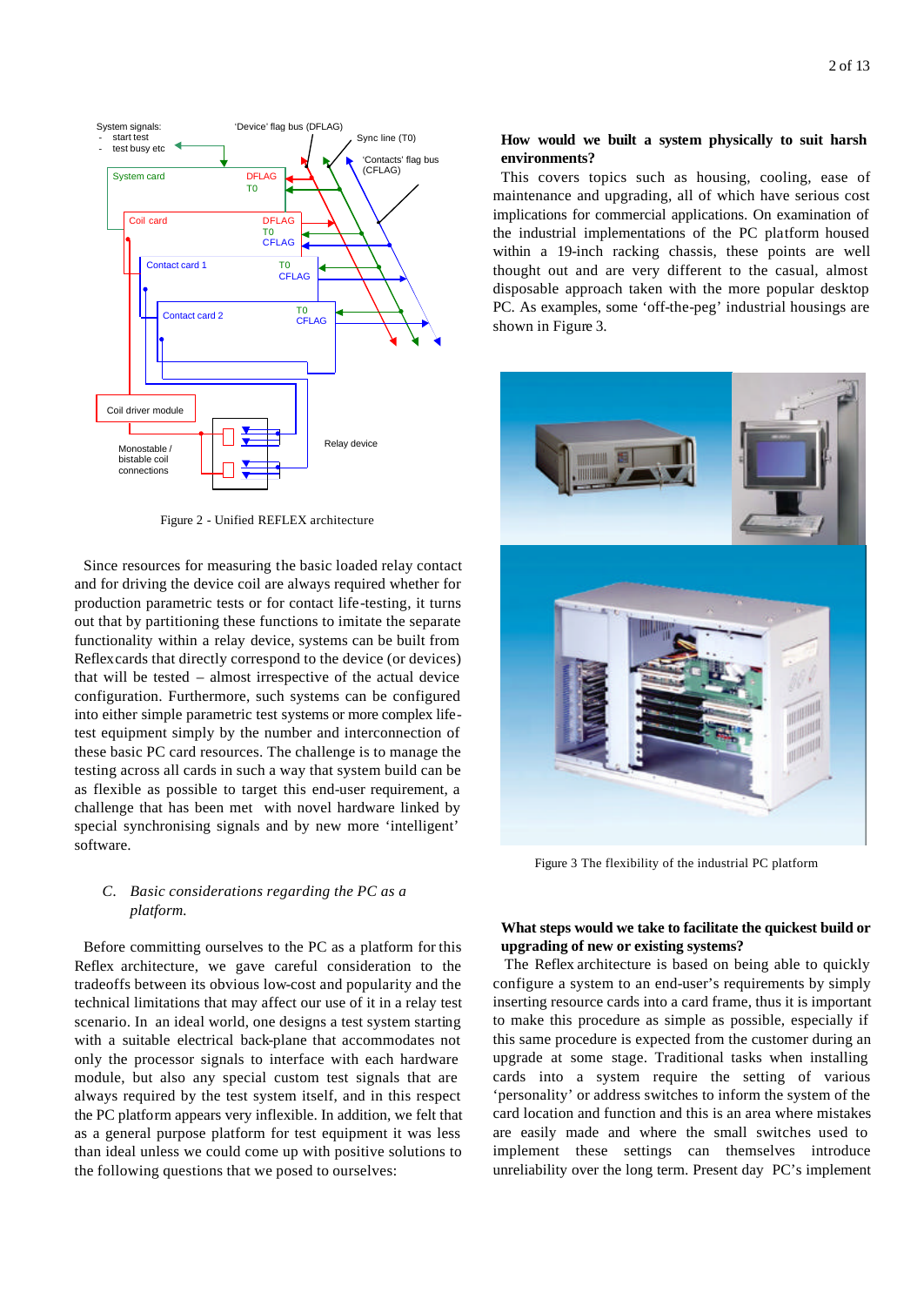Figure 2 - Unified REFLEX architecture

Since resources for measuring the basic loaded relay contact and for driving the device coil are always required whether for production parametric tests or for contact life-testing, it turns out that by partitioning these functions to imitate the separate functionality within a relay device, systems can be built from Reflexcards that directly correspond to the device (or devices) that will be tested – almost irrespective of the actual device configuration. Furthermore, such systems can be configured into either simple parametric test systems or more complex life-test equipment simply by the number and interconnection of these basic PC card resources. The challenge is to manage the testing across all cards in such a way that system build can be as flexible as possible to target this end-user requirement, a challenge that has been met with novel hardware linked by special synchronising signals and by new more 'intelligent' software.

*C. Basic considerations regarding the PC as a platform.*

Before committing ourselves to the PC as a platform for this Reflex architecture, we gave careful consideration to the tradeoffs between its obvious low-cost and popularity and the technical limitations that may affect our use of it in a relay test scenario. In an ideal world, one designs a test system starting with a suitable electrical back-plane that accommodates not only the processor signals to interface with each hardware module, but also any special custom test signals that are always required by the test system itself, and in this respect the PC platform appears very inflexible. In addition, we felt that as a general purpose platform for test equipment it was less than ideal unless we could come up with positive solutions to the following questions that we posed to ourselves:

**How would we built a system physically to suit harsh environments?**

This covers topics such as housing, cooling, ease of maintenance and upgrading, all of which have serious cost implications for commercial applications. On examination of the industrial implementations of the PC platform housed within a 19-inch racking chassis, these points are well thought out and are very different to the casual, almost disposable approach taken with the more popular desktop PC. As examples, some 'off-the-peg' industrial housings are shown in Figure 3.

Figure 3 The flexibility of the industrial PC platform

**What steps would we take to facilitate the quickest build or upgrading of new or existing systems?**

The Reflex architecture is based on being able to quickly configure a system to an end-user's requirements by simply inserting resource cards into a card frame, thus it is important to make this procedure as simple as possible, especially if this same procedure is expected from the customer during an upgrade at some stage. Traditional tasks when installing cards into a system require the setting of various 'personality' or address switches to inform the system of the card location and function and this is an area where mistakes are easily made and where the small switches used to implement these settings can themselves introduce unreliability over the long term. Present day PC's implement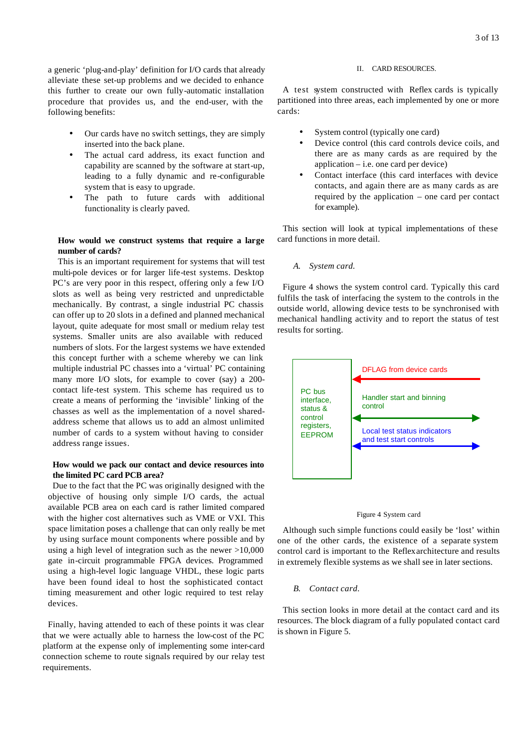a generic 'plug-and-play' definition for I/O cards that already alleviate these set-up problems and we decided to enhance this further to create our own fully-automatic installation procedure that provides us, and the end-user, with the following benefits:

- Our cards have no switch settings, they are simply inserted into the back plane.
- The actual card address, its exact function and capability are scanned by the software at start-up, leading to a fully dynamic and re-configurable system that is easy to upgrade.
- The path to future cards with additional functionality is clearly paved.

**How would we construct systems that require a large number of cards?**

This is an important requirement for systems that will test multi-pole devices or for larger life-test systems. Desktop PC's are very poor in this respect, offering only a few I/O slots as well as being very restricted and unpredictable mechanically. By contrast, a single industrial PC chassis can offer up to 20 slots in a defined and planned mechanical layout, quite adequate for most small or medium relay test systems. Smaller units are also available with reduced numbers of slots. For the largest systems we have extended this concept further with a scheme whereby we can link multiple industrial PC chasses into a 'virtual' PC containing many more I/O slots, for example to cover (say) a 200-contact life-test system. This scheme has required us to create a means of performing the 'invisible' linking of the chasses as well as the implementation of a novel shared-address scheme that allows us to add an almost unlimited number of cards to a system without having to consider address range issues.

**How would we pack our contact and device resources into the limited PC card PCB area?**

Due to the fact that the PC was originally designed with the objective of housing only simple I/O cards, the actual available PCB area on each card is rather limited compared with the higher cost alternatives such as VME or VXI. This space limitation poses a challenge that can only really be met by using surface mount components where possible and by using a high level of integration such as the newer >10,000 gate in-circuit programmable FPGA devices. Programmed using a high-level logic language VHDL, these logic parts have been found ideal to host the sophisticated contact timing measurement and other logic required to test relay devices.

Finally, having attended to each of these points it was clear that we were actually able to harness the low-cost of the PC platform at the expense only of implementing some inter-card connection scheme to route signals required by our relay test requirements.

## II. CARD RESOURCES.

A test system constructed with Reflex cards is typically partitioned into three areas, each implemented by one or more cards:

- System control (typically one card)
- Device control (this card controls device coils, and there are as many cards as are required by the application – i.e. one card per device)
- Contact interface (this card interfaces with device contacts, and again there are as many cards as are required by the application – one card per contact for example).

This section will look at typical implementations of these card functions in more detail.

### *A. System card.*

Figure 4 shows the system control card. Typically this card fulfils the task of interfacing the system to the controls in the outside world, allowing device tests to be synchronised with mechanical handling activity and to report the status of test results for sorting.

PC bus interface, status & control registers, EEPROM

DFLAG from device cards

Handler start and binning control

Local test status indicators and test start controls

Figure 4 System card

Although such simple functions could easily be 'lost' within one of the other cards, the existence of a separate system control card is important to the Reflexarchitecture and results in extremely flexible systems as we shall see in later sections.

### *B. Contact card.*

This section looks in more detail at the contact card and its resources. The block diagram of a fully populated contact card is shown in Figure 5.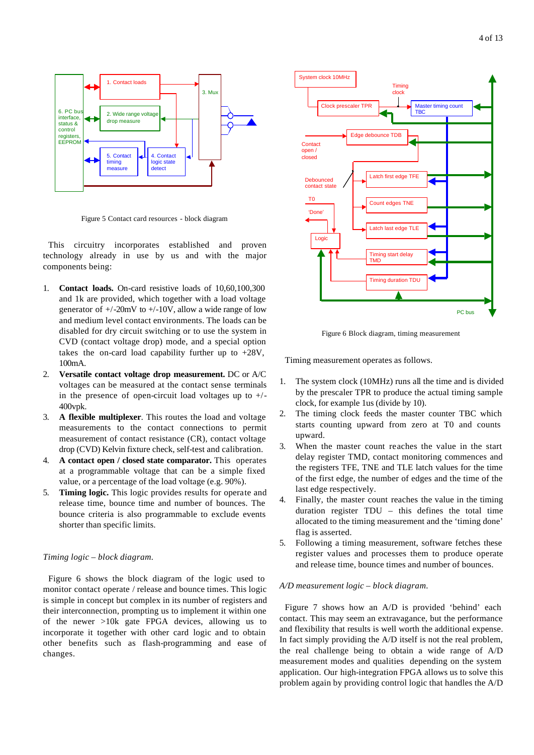Figure 5 Contact card resources - block diagram

This circuitry incorporates established and proven technology already in use by us and with the major components being:

1. **Contact loads.** On-card resistive loads of 10,60,100,300 and 1k are provided, which together with a load voltage generator of +/-20mV to +/-10V, allow a wide range of low and medium level contact environments. The loads can be disabled for dry circuit switching or to use the system in CVD (contact voltage drop) mode, and a special option takes the on-card load capability further up to +28V, 100mA.
2. **Versatile contact voltage drop measurement.** DC or A/C voltages can be measured at the contact sense terminals in the presence of open-circuit load voltages up to +/-400vpk.
3. **A flexible multiplexer**. This routes the load and voltage measurements to the contact connections to permit measurement of contact resistance (CR), contact voltage drop (CVD) Kelvin fixture check, self-test and calibration.
4. **A contact open / closed state comparator.** This operates at a programmable voltage that can be a simple fixed value, or a percentage of the load voltage (e.g. 90%).
5. **Timing logic.** This logic provides results for operate and release time, bounce time and number of bounces. The bounce criteria is also programmable to exclude events shorter than specific limits.

*Timing logic – block diagram.*

Figure 6 shows the block diagram of the logic used to monitor contact operate / release and bounce times. This logic is simple in concept but complex in its number of registers and their interconnection, prompting us to implement it within one of the newer >10k gate FPGA devices, allowing us to incorporate it together with other card logic and to obtain other benefits such as flash-programming and ease of changes.

Figure 6 Block diagram, timing measurement

Timing measurement operates as follows.

1. The system clock (10MHz) runs all the time and is divided by the prescaler TPR to produce the actual timing sample clock, for example 1us (divide by 10).
2. The timing clock feeds the master counter TBC which starts counting upward from zero at T0 and counts upward.
3. When the master count reaches the value in the start delay register TMD, contact monitoring commences and the registers TFE, TNE and TLE latch values for the time of the first edge, the number of edges and the time of the last edge respectively.
4. Finally, the master count reaches the value in the timing duration register TDU – this defines the total time allocated to the timing measurement and the 'timing done' flag is asserted.
5. Following a timing measurement, software fetches these register values and processes them to produce operate and release time, bounce times and number of bounces.

*A/D measurement logic – block diagram.*

Figure 7 shows how an A/D is provided 'behind' each contact. This may seem an extravagance, but the performance and flexibility that results is well worth the additional expense. In fact simply providing the A/D itself is not the real problem, the real challenge being to obtain a wide range of A/D measurement modes and qualities depending on the system application. Our high-integration FPGA allows us to solve this problem again by providing control logic that handles the A/D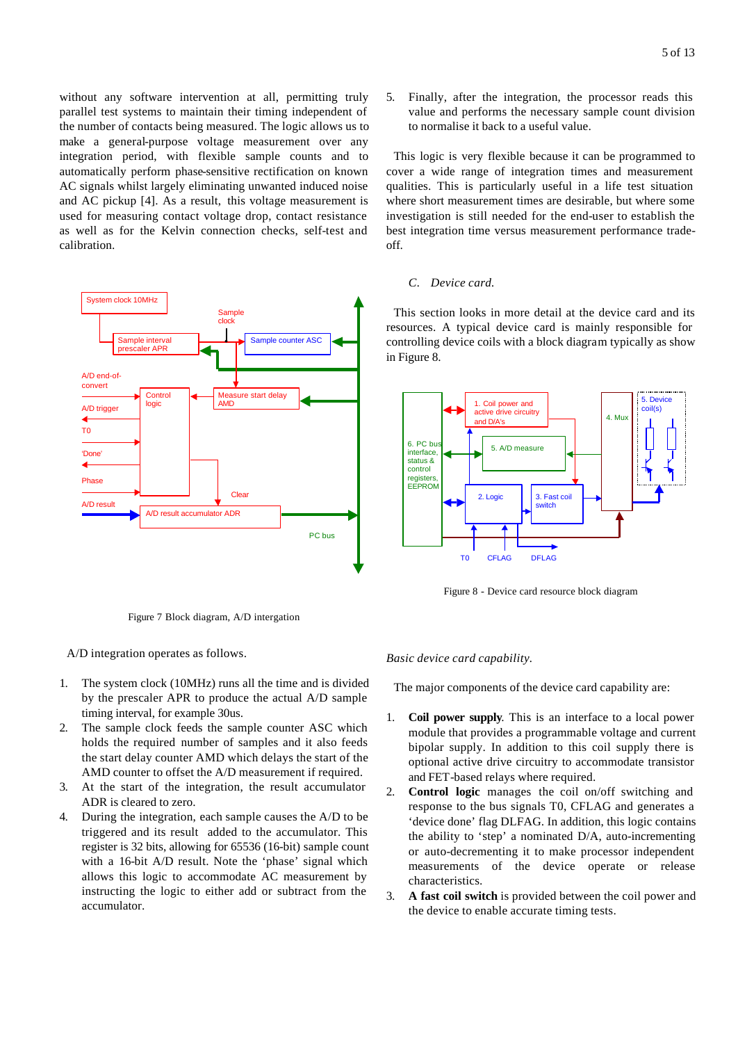without any software intervention at all, permitting truly parallel test systems to maintain their timing independent of the number of contacts being measured. The logic allows us to make a general-purpose voltage measurement over any integration period, with flexible sample counts and to automatically perform phase-sensitive rectification on known AC signals whilst largely eliminating unwanted induced noise and AC pickup [4]. As a result, this voltage measurement is used for measuring contact voltage drop, contact resistance as well as for the Kelvin connection checks, self-test and calibration.

Figure 7 Block diagram, A/D intergation

A/D integration operates as follows.

1. The system clock (10MHz) runs all the time and is divided by the prescaler APR to produce the actual A/D sample timing interval, for example 30us.
2. The sample clock feeds the sample counter ASC which holds the required number of samples and it also feeds the start delay counter AMD which delays the start of the AMD counter to offset the A/D measurement if required.
3. At the start of the integration, the result accumulator ADR is cleared to zero.
4. During the integration, each sample causes the A/D to be triggered and its result added to the accumulator. This register is 32 bits, allowing for 65536 (16-bit) sample count with a 16-bit A/D result. Note the 'phase' signal which allows this logic to accommodate AC measurement by instructing the logic to either add or subtract from the accumulator.
5. Finally, after the integration, the processor reads this value and performs the necessary sample count division to normalise it back to a useful value.

This logic is very flexible because it can be programmed to cover a wide range of integration times and measurement qualities. This is particularly useful in a life test situation where short measurement times are desirable, but where some investigation is still needed for the end-user to establish the best integration time versus measurement performance trade-off.

### C. *Device card.*

This section looks in more detail at the device card and its resources. A typical device card is mainly responsible for controlling device coils with a block diagram typically as show in Figure 8.

Figure 8 - Device card resource block diagram

*Basic device card capability.*

The major components of the device card capability are:

1. **Coil power supply**. This is an interface to a local power module that provides a programmable voltage and current bipolar supply. In addition to this coil supply there is optional active drive circuitry to accommodate transistor and FET-based relays where required.
2. **Control logic** manages the coil on/off switching and response to the bus signals T0, CFLAG and generates a 'device done' flag DLFAG. In addition, this logic contains the ability to 'step' a nominated D/A, auto-incrementing or auto-decrementing it to make processor independent measurements of the device operate or release characteristics.
3. **A fast coil switch** is provided between the coil power and the device to enable accurate timing tests.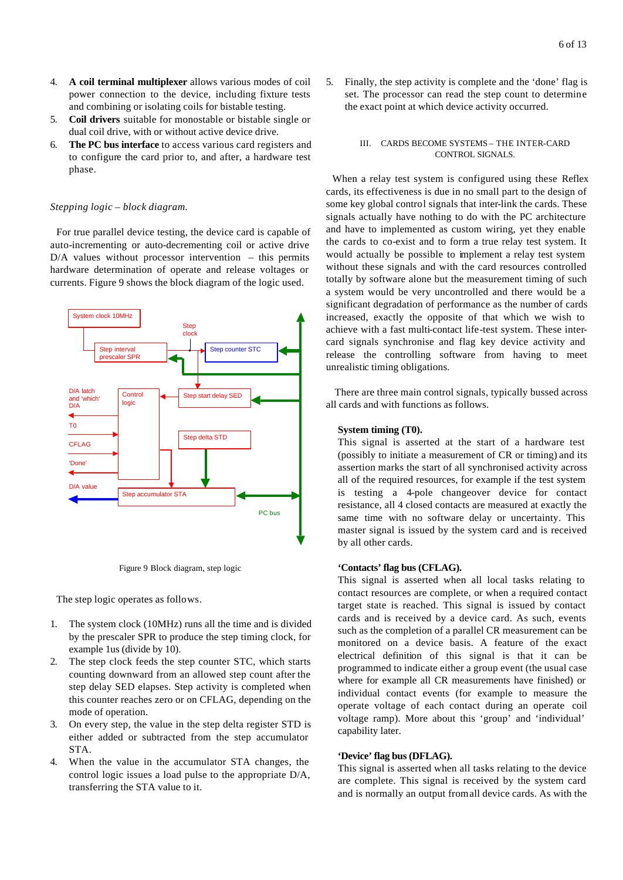4. **A coil terminal multiplexer** allows various modes of coil power connection to the device, including fixture tests and combining or isolating coils for bistable testing.
5. **Coil drivers** suitable for monostable or bistable single or dual coil drive, with or without active device drive.
6. **The PC bus interface** to access various card registers and to configure the card prior to, and after, a hardware test phase.

*Stepping logic – block diagram.*

For true parallel device testing, the device card is capable of auto-incrementing or auto-decrementing coil or active drive D/A values without processor intervention – this permits hardware determination of operate and release voltages or currents. Figure 9 shows the block diagram of the logic used.

System clock 10MHz

Step clock

Step interval prescaler SPR

Step counter STC

D/A latch and 'which' D/A

Control logic

Step start delay SED

T0

CFLAG

Step delta STD

'Done'

D/A value

Step accumulator STA

PC bus

Figure 9 Block diagram, step logic

The step logic operates as follows.

1. The system clock (10MHz) runs all the time and is divided by the prescaler SPR to produce the step timing clock, for example 1us (divide by 10).
2. The step clock feeds the step counter STC, which starts counting downward from an allowed step count after the step delay SED elapses. Step activity is completed when this counter reaches zero or on CFLAG, depending on the mode of operation.
3. On every step, the value in the step delta register STD is either added or subtracted from the step accumulator STA.
4. When the value in the accumulator STA changes, the control logic issues a load pulse to the appropriate D/A, transferring the STA value to it.
5. Finally, the step activity is complete and the 'done' flag is set. The processor can read the step count to determine the exact point at which device activity occurred.

## III. CARDS BECOME SYSTEMS – THE INTER-CARD CONTROL SIGNALS.

When a relay test system is configured using these Reflex cards, its effectiveness is due in no small part to the design of some key global control signals that inter-link the cards. These signals actually have nothing to do with the PC architecture and have to implemented as custom wiring, yet they enable the cards to co-exist and to form a true relay test system. It would actually be possible to implement a relay test system without these signals and with the card resources controlled totally by software alone but the measurement timing of such a system would be very uncontrolled and there would be a significant degradation of performance as the number of cards increased, exactly the opposite of that which we wish to achieve with a fast multi-contact life-test system. These inter-card signals synchronise and flag key device activity and release the controlling software from having to meet unrealistic timing obligations.

There are three main control signals, typically bussed across all cards and with functions as follows.

**System timing (T0).**
This signal is asserted at the start of a hardware test (possibly to initiate a measurement of CR or timing) and its assertion marks the start of all synchronised activity across all of the required resources, for example if the test system is testing a 4-pole changeover device for contact resistance, all 4 closed contacts are measured at exactly the same time with no software delay or uncertainty. This master signal is issued by the system card and is received by all other cards.

**'Contacts' flag bus (CFLAG).**
This signal is asserted when all local tasks relating to contact resources are complete, or when a required contact target state is reached. This signal is issued by contact cards and is received by a device card. As such, events such as the completion of a parallel CR measurement can be monitored on a device basis. A feature of the exact electrical definition of this signal is that it can be programmed to indicate either a group event (the usual case where for example all CR measurements have finished) or individual contact events (for example to measure the operate voltage of each contact during an operate coil voltage ramp). More about this 'group' and 'individual' capability later.

**'Device' flag bus (DFLAG).**
This signal is asserted when all tasks relating to the device are complete. This signal is received by the system card and is normally an output from all device cards. As with the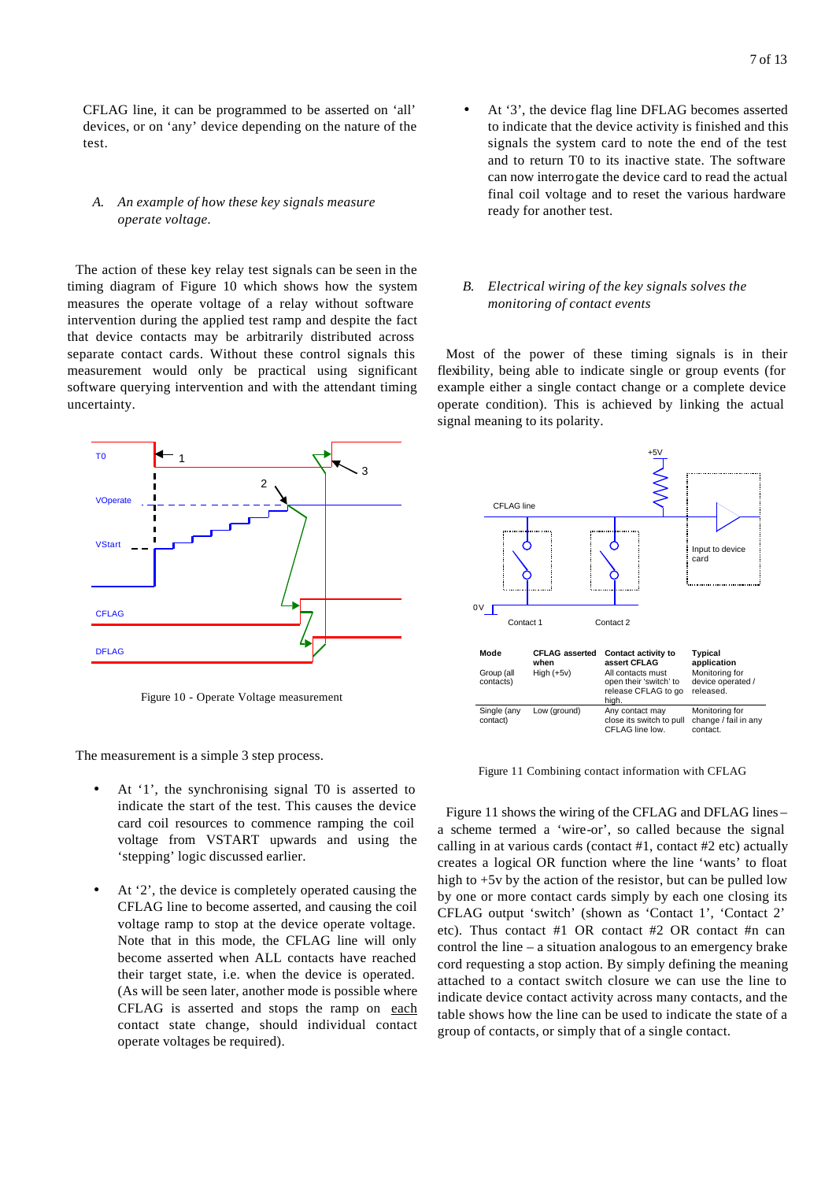CFLAG line, it can be programmed to be asserted on 'all' devices, or on 'any' device depending on the nature of the test.

### *A. An example of how these key signals measure operate voltage.*

The action of these key relay test signals can be seen in the timing diagram of Figure 10 which shows how the system measures the operate voltage of a relay without software intervention during the applied test ramp and despite the fact that device contacts may be arbitrarily distributed across separate contact cards. Without these control signals this measurement would only be practical using significant software querying intervention and with the attendant timing uncertainty.

Figure 10 - Operate Voltage measurement

The measurement is a simple 3 step process.

- At '1', the synchronising signal T0 is asserted to indicate the start of the test. This causes the device card coil resources to commence ramping the coil voltage from VSTART upwards and using the 'stepping' logic discussed earlier.
- At '2', the device is completely operated causing the CFLAG line to become asserted, and causing the coil voltage ramp to stop at the device operate voltage. Note that in this mode, the CFLAG line will only become asserted when ALL contacts have reached their target state, i.e. when the device is operated. (As will be seen later, another mode is possible where CFLAG is asserted and stops the ramp on each contact state change, should individual contact operate voltages be required).
- At '3', the device flag line DFLAG becomes asserted to indicate that the device activity is finished and this signals the system card to note the end of the test and to return T0 to its inactive state. The software can now interrogate the device card to read the actual final coil voltage and to reset the various hardware ready for another test.

### *B. Electrical wiring of the key signals solves the monitoring of contact events*

Most of the power of these timing signals is in their flexibility, being able to indicate single or group events (for example either a single contact change or a complete device operate condition). This is achieved by linking the actual signal meaning to its polarity.

| Mode | CFLAG asserted when | Contact activity to assert CFLAG | Typical application |
|---|---|---|---|
| Group (all contacts) | High (+5v) | All contacts must open their 'switch' to release CFLAG to go high. | Monitoring for device operated / released. |
| Single (any contact) | Low (ground) | Any contact may close its switch to pull CFLAG line low. | Monitoring for change / fail in any contact. |

Figure 11 Combining contact information with CFLAG

Figure 11 shows the wiring of the CFLAG and DFLAG lines – a scheme termed a 'wire-or', so called because the signal calling in at various cards (contact #1, contact #2 etc) actually creates a logical OR function where the line 'wants' to float high to +5v by the action of the resistor, but can be pulled low by one or more contact cards simply by each one closing its CFLAG output 'switch' (shown as 'Contact 1', 'Contact 2' etc). Thus contact #1 OR contact #2 OR contact #n can control the line – a situation analogous to an emergency brake cord requesting a stop action. By simply defining the meaning attached to a contact switch closure we can use the line to indicate device contact activity across many contacts, and the table shows how the line can be used to indicate the state of a group of contacts, or simply that of a single contact.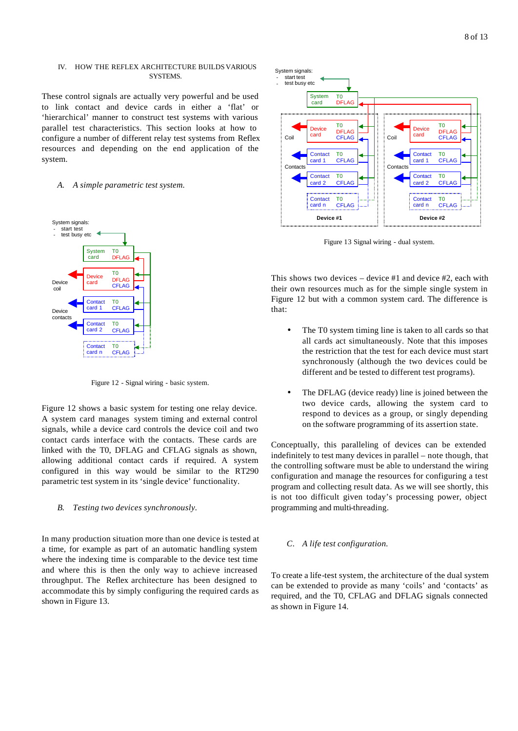## IV. HOW THE REFLEX ARCHITECTURE BUILDS VARIOUS SYSTEMS.

These control signals are actually very powerful and be used to link contact and device cards in either a 'flat' or 'hierarchical' manner to construct test systems with various parallel test characteristics. This section looks at how to configure a number of different relay test systems from Reflex resources and depending on the end application of the system.

### *A. A simple parametric test system.*

System signals:
- start test
- test busy etc

Figure 12 - Signal wiring - basic system.

Figure 12 shows a basic system for testing one relay device. A system card manages system timing and external control signals, while a device card controls the device coil and two contact cards interface with the contacts. These cards are linked with the T0, DFLAG and CFLAG signals as shown, allowing additional contact cards if required. A system configured in this way would be similar to the RT290 parametric test system in its 'single device' functionality.

### *B. Testing two devices synchronously.*

In many production situation more than one device is tested at a time, for example as part of an automatic handling system where the indexing time is comparable to the device test time and where this is then the only way to achieve increased throughput. The Reflex architecture has been designed to accommodate this by simply configuring the required cards as shown in Figure 13.

System signals:
- start test
- test busy etc

Figure 13 Signal wiring - dual system.

This shows two devices – device #1 and device #2, each with their own resources much as for the simple single system in Figure 12 but with a common system card. The difference is that:

- The T0 system timing line is taken to all cards so that all cards act simultaneously. Note that this imposes the restriction that the test for each device must start synchronously (although the two devices could be different and be tested to different test programs).
- The DFLAG (device ready) line is joined between the two device cards, allowing the system card to respond to devices as a group, or singly depending on the software programming of its assertion state.

Conceptually, this paralleling of devices can be extended indefinitely to test many devices in parallel – note though, that the controlling software must be able to understand the wiring configuration and manage the resources for configuring a test program and collecting result data. As we will see shortly, this is not too difficult given today's processing power, object programming and multi-threading.

### *C. A life test configuration.*

To create a life-test system, the architecture of the dual system can be extended to provide as many 'coils' and 'contacts' as required, and the T0, CFLAG and DFLAG signals connected as shown in Figure 14.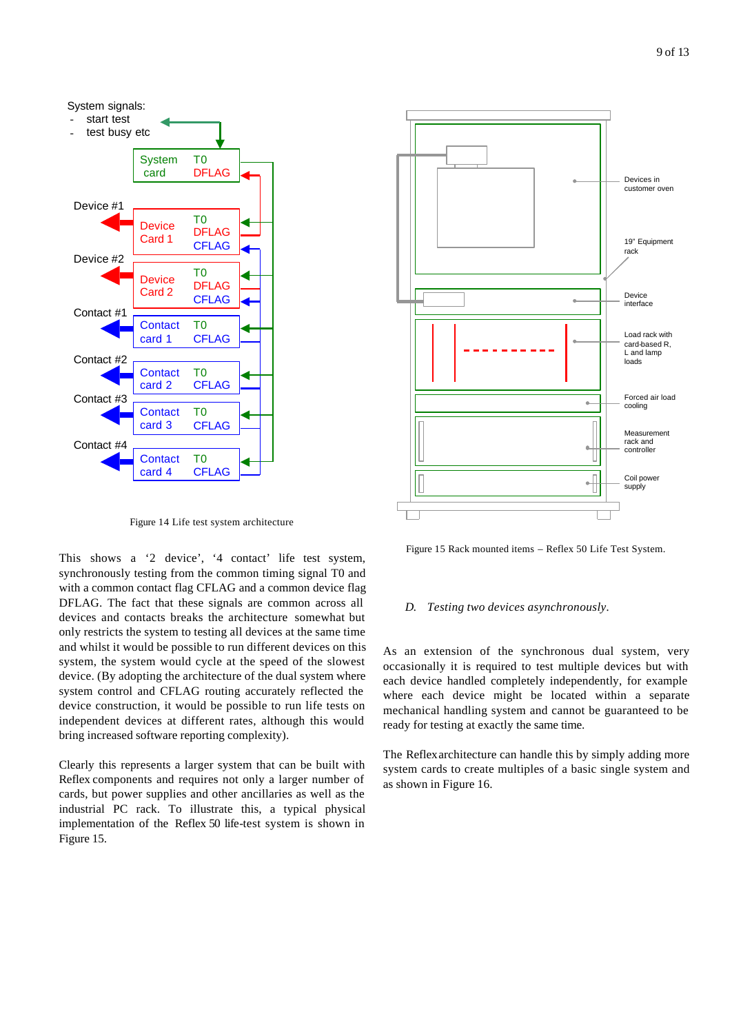System signals:
- start test
- test busy etc

System card T0 DFLAG

Device #1 — Device Card 1 T0 DFLAG CFLAG

Device #2 — Device Card 2 T0 DFLAG CFLAG

Contact #1 — Contact card 1 T0 CFLAG

Contact #2 — Contact card 2 T0 CFLAG

Contact #3 — Contact card 3 T0 CFLAG

Contact #4 — Contact card 4 T0 CFLAG

Figure 14 Life test system architecture

This shows a '2 device', '4 contact' life test system, synchronously testing from the common timing signal T0 and with a common contact flag CFLAG and a common device flag DFLAG. The fact that these signals are common across all devices and contacts breaks the architecture somewhat but only restricts the system to testing all devices at the same time and whilst it would be possible to run different devices on this system, the system would cycle at the speed of the slowest device. (By adopting the architecture of the dual system where system control and CFLAG routing accurately reflected the device construction, it would be possible to run life tests on independent devices at different rates, although this would bring increased software reporting complexity).

Clearly this represents a larger system that can be built with Reflex components and requires not only a larger number of cards, but power supplies and other ancillaries as well as the industrial PC rack. To illustrate this, a typical physical implementation of the Reflex 50 life-test system is shown in Figure 15.

Devices in customer oven

19" Equipment rack

Device interface

Load rack with card-based R, L and lamp loads

Forced air load cooling

Measurement rack and controller

Coil power supply

Figure 15 Rack mounted items – Reflex 50 Life Test System.

*D. Testing two devices asynchronously.*

As an extension of the synchronous dual system, very occasionally it is required to test multiple devices but with each device handled completely independently, for example where each device might be located within a separate mechanical handling system and cannot be guaranteed to be ready for testing at exactly the same time.

The Reflex architecture can handle this by simply adding more system cards to create multiples of a basic single system and as shown in Figure 16.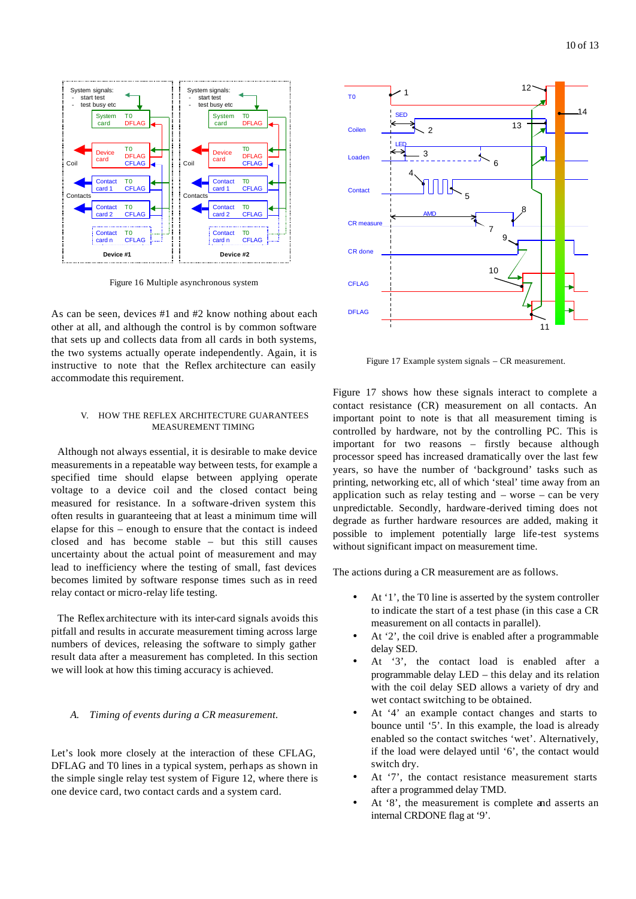Figure 16 Multiple asynchronous system

As can be seen, devices #1 and #2 know nothing about each other at all, and although the control is by common software that sets up and collects data from all cards in both systems, the two systems actually operate independently. Again, it is instructive to note that the Reflex architecture can easily accommodate this requirement.

## V. HOW THE REFLEX ARCHITECTURE GUARANTEES MEASUREMENT TIMING

Although not always essential, it is desirable to make device measurements in a repeatable way between tests, for example a specified time should elapse between applying operate voltage to a device coil and the closed contact being measured for resistance. In a software-driven system this often results in guaranteeing that at least a minimum time will elapse for this – enough to ensure that the contact is indeed closed and has become stable – but this still causes uncertainty about the actual point of measurement and may lead to inefficiency where the testing of small, fast devices becomes limited by software response times such as in reed relay contact or micro-relay life testing.

The Reflex architecture with its inter-card signals avoids this pitfall and results in accurate measurement timing across large numbers of devices, releasing the software to simply gather result data after a measurement has completed. In this section we will look at how this timing accuracy is achieved.

### *A. Timing of events during a CR measurement.*

Let's look more closely at the interaction of these CFLAG, DFLAG and T0 lines in a typical system, perhaps as shown in the simple single relay test system of Figure 12, where there is one device card, two contact cards and a system card.

Figure 17 Example system signals – CR measurement.

Figure 17 shows how these signals interact to complete a contact resistance (CR) measurement on all contacts. An important point to note is that all measurement timing is controlled by hardware, not by the controlling PC. This is important for two reasons – firstly because although processor speed has increased dramatically over the last few years, so have the number of 'background' tasks such as printing, networking etc, all of which 'steal' time away from an application such as relay testing and – worse – can be very unpredictable. Secondly, hardware-derived timing does not degrade as further hardware resources are added, making it possible to implement potentially large life-test systems without significant impact on measurement time.

The actions during a CR measurement are as follows.

- At '1', the T0 line is asserted by the system controller to indicate the start of a test phase (in this case a CR measurement on all contacts in parallel).
- At '2', the coil drive is enabled after a programmable delay SED.
- At '3', the contact load is enabled after a programmable delay LED – this delay and its relation with the coil delay SED allows a variety of dry and wet contact switching to be obtained.
- At '4' an example contact changes and starts to bounce until '5'. In this example, the load is already enabled so the contact switches 'wet'. Alternatively, if the load were delayed until '6', the contact would switch dry.
- At '7', the contact resistance measurement starts after a programmed delay TMD.
- At '8', the measurement is complete and asserts an internal CRDONE flag at '9'.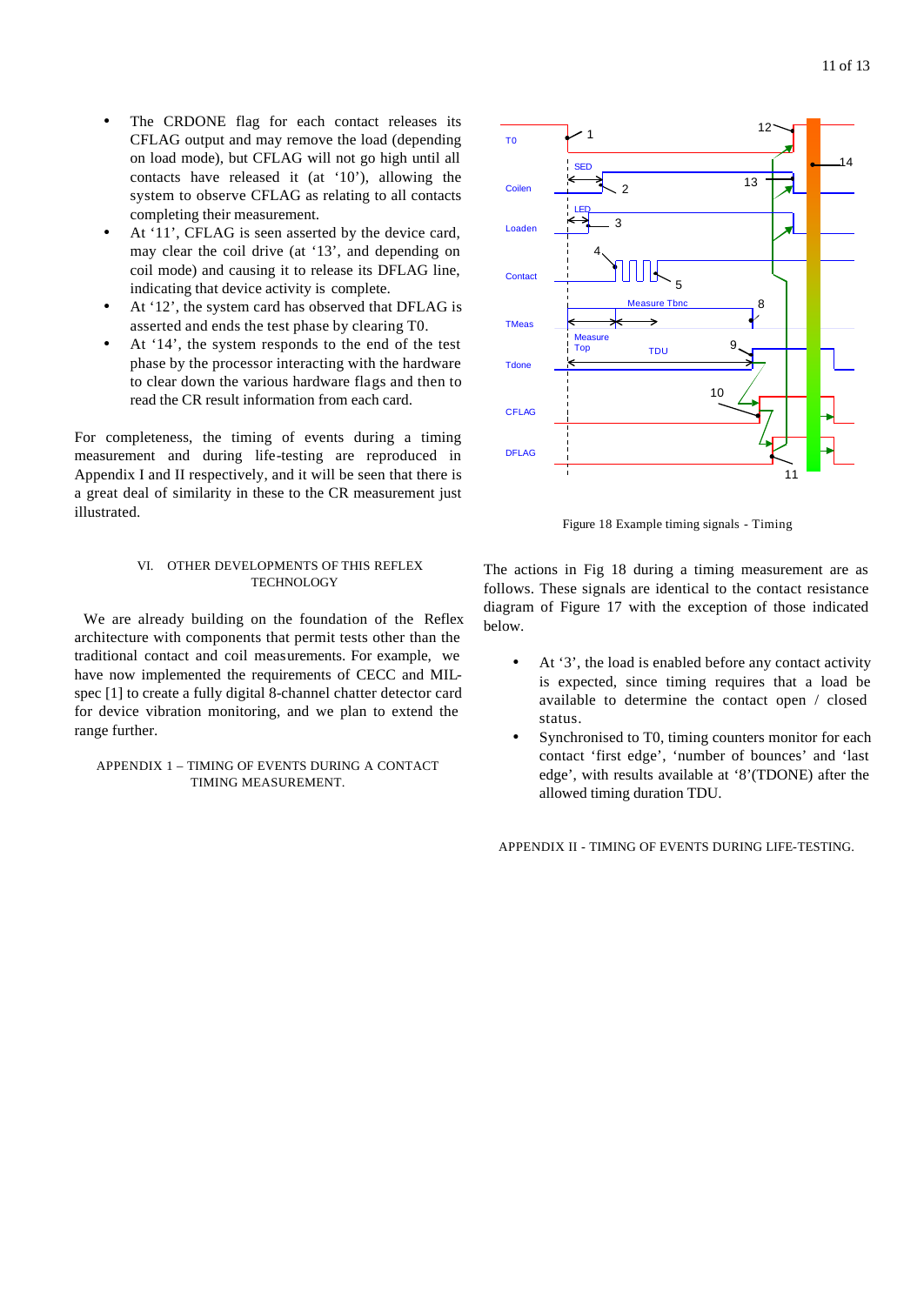- The CRDONE flag for each contact releases its CFLAG output and may remove the load (depending on load mode), but CFLAG will not go high until all contacts have released it (at '10'), allowing the system to observe CFLAG as relating to all contacts completing their measurement.
- At '11', CFLAG is seen asserted by the device card, may clear the coil drive (at '13', and depending on coil mode) and causing it to release its DFLAG line, indicating that device activity is complete.
- At '12', the system card has observed that DFLAG is asserted and ends the test phase by clearing T0.
- At '14', the system responds to the end of the test phase by the processor interacting with the hardware to clear down the various hardware flags and then to read the CR result information from each card.

For completeness, the timing of events during a timing measurement and during life-testing are reproduced in Appendix I and II respectively, and it will be seen that there is a great deal of similarity in these to the CR measurement just illustrated.

Figure 18 Example timing signals - Timing

The actions in Fig 18 during a timing measurement are as follows. These signals are identical to the contact resistance diagram of Figure 17 with the exception of those indicated below.

- At '3', the load is enabled before any contact activity is expected, since timing requires that a load be available to determine the contact open / closed status.
- Synchronised to T0, timing counters monitor for each contact 'first edge', 'number of bounces' and 'last edge', with results available at '8'(TDONE) after the allowed timing duration TDU.

## VI. OTHER DEVELOPMENTS OF THIS REFLEX TECHNOLOGY

We are already building on the foundation of the Reflex architecture with components that permit tests other than the traditional contact and coil measurements. For example, we have now implemented the requirements of CECC and MIL-spec [1] to create a fully digital 8-channel chatter detector card for device vibration monitoring, and we plan to extend the range further.

## APPENDIX 1 – TIMING OF EVENTS DURING A CONTACT TIMING MEASUREMENT.

## APPENDIX II - TIMING OF EVENTS DURING LIFE-TESTING.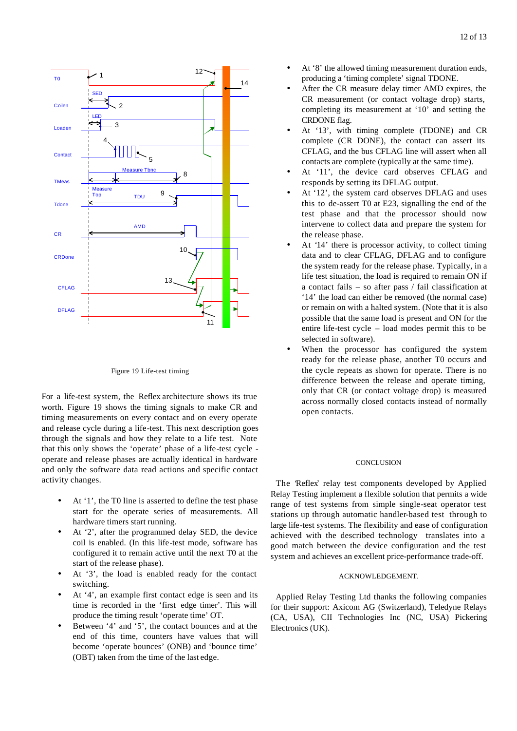Figure 19 Life-test timing

For a life-test system, the Reflex architecture shows its true worth. Figure 19 shows the timing signals to make CR and timing measurements on every contact and on every operate and release cycle during a life-test. This next description goes through the signals and how they relate to a life test. Note that this only shows the 'operate' phase of a life-test cycle - operate and release phases are actually identical in hardware and only the software data read actions and specific contact activity changes.

- At '1', the T0 line is asserted to define the test phase start for the operate series of measurements. All hardware timers start running.
- At '2', after the programmed delay SED, the device coil is enabled. (In this life-test mode, software has configured it to remain active until the next T0 at the start of the release phase).
- At '3', the load is enabled ready for the contact switching.
- At '4', an example first contact edge is seen and its time is recorded in the 'first edge timer'. This will produce the timing result 'operate time' OT.
- Between '4' and '5', the contact bounces and at the end of this time, counters have values that will become 'operate bounces' (ONB) and 'bounce time' (OBT) taken from the time of the last edge.
- At '8' the allowed timing measurement duration ends, producing a 'timing complete' signal TDONE.
- After the CR measure delay timer AMD expires, the CR measurement (or contact voltage drop) starts, completing its measurement at '10' and setting the CRDONE flag.
- At '13', with timing complete (TDONE) and CR complete (CR DONE), the contact can assert its CFLAG, and the bus CFLAG line will assert when all contacts are complete (typically at the same time).
- At '11', the device card observes CFLAG and responds by setting its DFLAG output.
- At '12', the system card observes DFLAG and uses this to de-assert T0 at E23, signalling the end of the test phase and that the processor should now intervene to collect data and prepare the system for the release phase.
- At '14' there is processor activity, to collect timing data and to clear CFLAG, DFLAG and to configure the system ready for the release phase. Typically, in a life test situation, the load is required to remain ON if a contact fails – so after pass / fail classification at '14' the load can either be removed (the normal case) or remain on with a halted system. (Note that it is also possible that the same load is present and ON for the entire life-test cycle – load modes permit this to be selected in software).
- When the processor has configured the system ready for the release phase, another T0 occurs and the cycle repeats as shown for operate. There is no difference between the release and operate timing, only that CR (or contact voltage drop) is measured across normally closed contacts instead of normally open contacts.

## CONCLUSION

The 'Reflex' relay test components developed by Applied Relay Testing implement a flexible solution that permits a wide range of test systems from simple single-seat operator test stations up through automatic handler-based test through to large life-test systems. The flexibility and ease of configuration achieved with the described technology translates into a good match between the device configuration and the test system and achieves an excellent price-performance trade-off.

## ACKNOWLEDGEMENT.

Applied Relay Testing Ltd thanks the following companies for their support: Axicom AG (Switzerland), Teledyne Relays (CA, USA), CII Technologies Inc (NC, USA) Pickering Electronics (UK).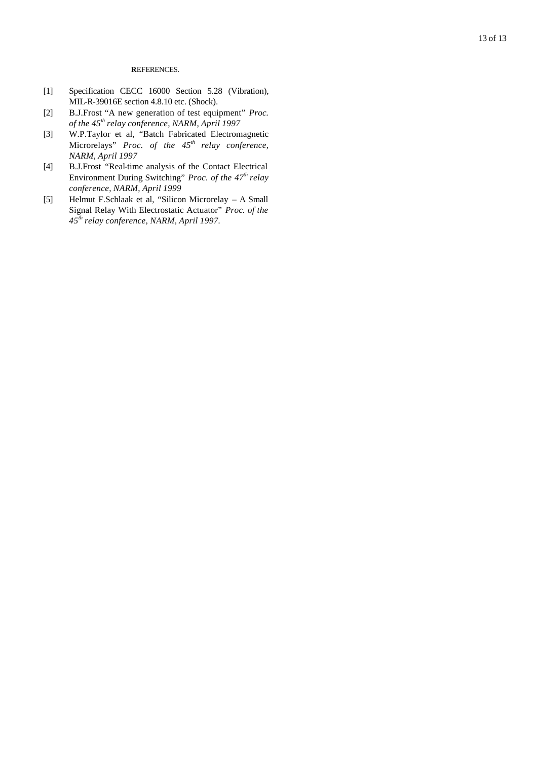## REFERENCES.

[1] Specification CECC 16000 Section 5.28 (Vibration), MIL-R-39016E section 4.8.10 etc. (Shock).

[2] B.J.Frost "A new generation of test equipment" *Proc. of the 45th relay conference, NARM, April 1997*

[3] W.P.Taylor et al, "Batch Fabricated Electromagnetic Microrelays" *Proc. of the 45th relay conference, NARM, April 1997*

[4] B.J.Frost "Real-time analysis of the Contact Electrical Environment During Switching" *Proc. of the 47th relay conference, NARM, April 1999*

[5] Helmut F.Schlaak et al, "Silicon Microrelay – A Small Signal Relay With Electrostatic Actuator" *Proc. of the 45th relay conference, NARM, April 1997*.